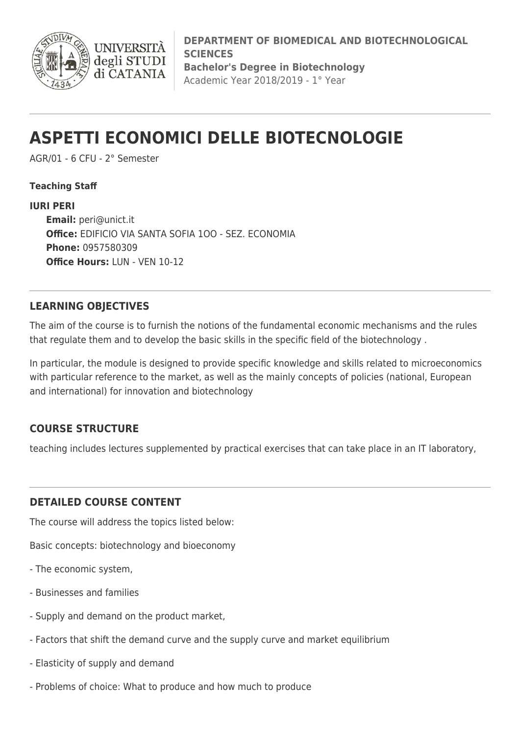**DEPARTMENT OF BIOMEDICAL AND BIOTECHNOLOGICAL SCIENCES**
**Bachelor's Degree in Biotechnology**
Academic Year 2018/2019 - 1° Year

# ASPETTI ECONOMICI DELLE BIOTECNOLOGIE

AGR/01 - 6 CFU - 2° Semester

**Teaching Staff**

**IURI PERI**
**Email:** peri@unict.it
**Office:** EDIFICIO VIA SANTA SOFIA 1OO - SEZ. ECONOMIA
**Phone:** 0957580309
**Office Hours:** LUN - VEN 10-12

## LEARNING OBJECTIVES

The aim of the course is to furnish the notions of the fundamental economic mechanisms and the rules that regulate them and to develop the basic skills in the specific field of the biotechnology .

In particular, the module is designed to provide specific knowledge and skills related to microeconomics with particular reference to the market, as well as the mainly concepts of policies (national, European and international) for innovation and biotechnology

## COURSE STRUCTURE

teaching includes lectures supplemented by practical exercises that can take place in an IT laboratory,

## DETAILED COURSE CONTENT

The course will address the topics listed below:

Basic concepts: biotechnology and bioeconomy

- The economic system,
- Businesses and families
- Supply and demand on the product market,
- Factors that shift the demand curve and the supply curve and market equilibrium
- Elasticity of supply and demand
- Problems of choice: What to produce and how much to produce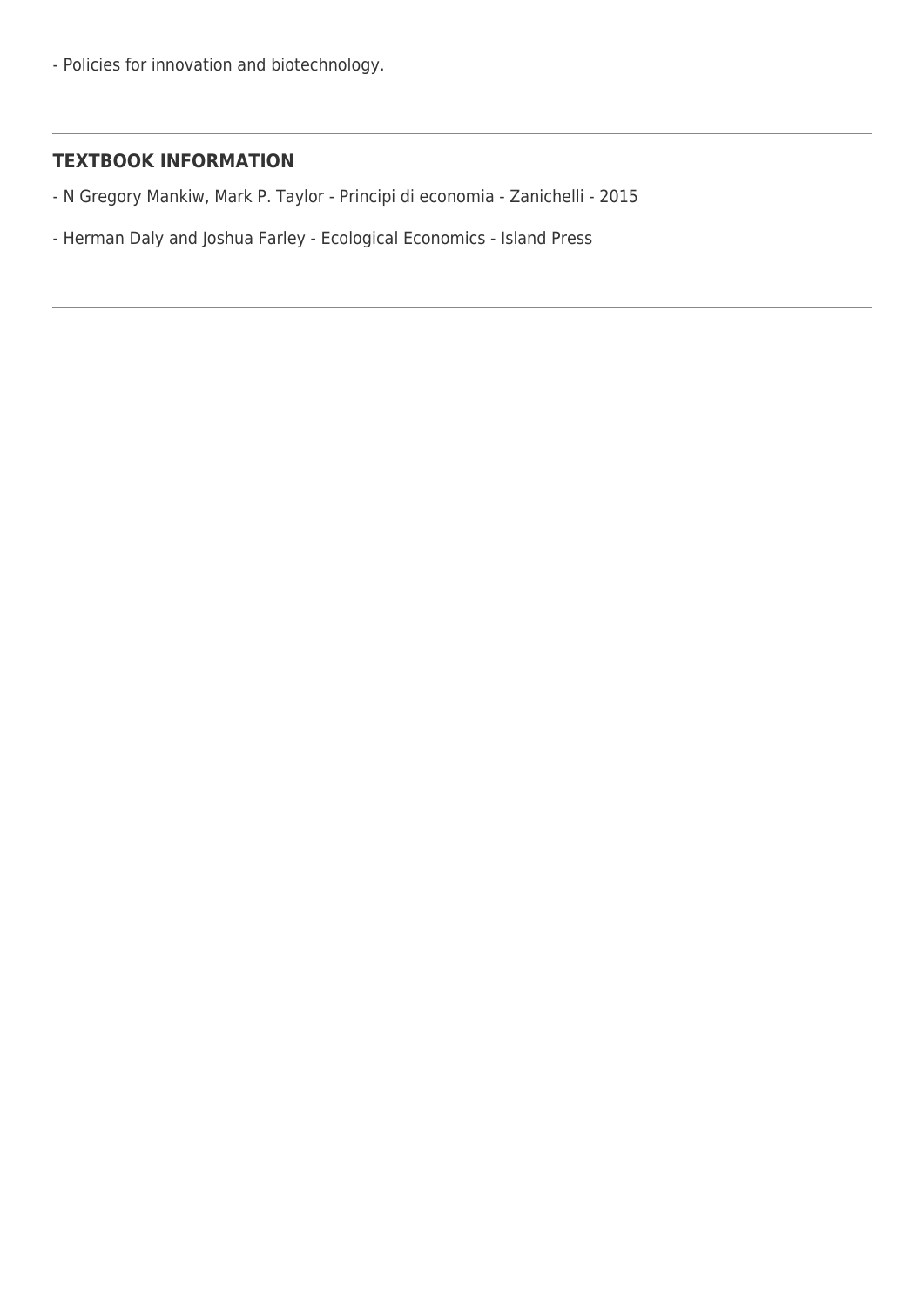- Policies for innovation and biotechnology.

---

## TEXTBOOK INFORMATION

- N Gregory Mankiw, Mark P. Taylor - Principi di economia - Zanichelli - 2015

- Herman Daly and Joshua Farley - Ecological Economics - Island Press

---